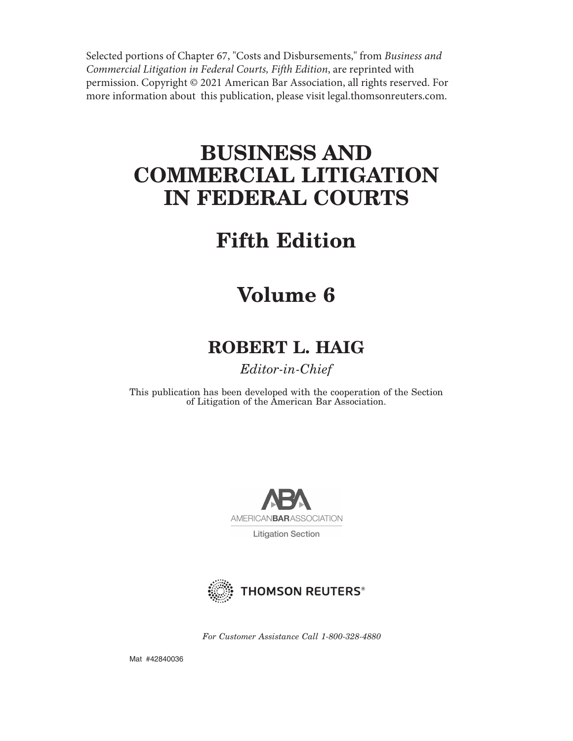Selected portions of Chapter 67, "Costs and Disbursements," from *Business and Commercial Litigation in Federal Courts, Fifth Edition*, are reprinted with permission. Copyright © 2021 American Bar Association, all rights reserved. For more information about this publication, please visit legal.thomsonreuters.com.

# BUSINESS AND COMMERCIAL LITIGATION IN FEDERAL COURTS

## Fifth Edition

## Volume 6

### ROBERT L. HAIG

*Editor-in-Chief*

This publication has been developed with the cooperation of the Section of Litigation of the American Bar Association.

AMERICAN BAR ASSOCIATION

Litigation Section

THOMSON REUTERS®

*For Customer Assistance Call 1-800-328-4880*

Mat #42840036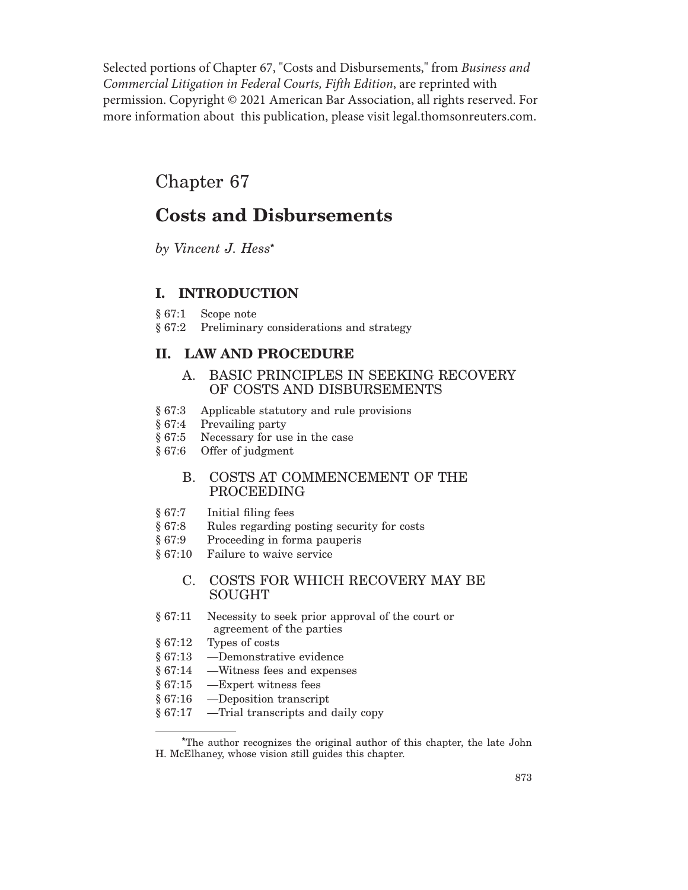Selected portions of Chapter 67, "Costs and Disbursements," from *Business and Commercial Litigation in Federal Courts, Fifth Edition*, are reprinted with permission. Copyright © 2021 American Bar Association, all rights reserved. For more information about this publication, please visit legal.thomsonreuters.com.

# Chapter 67

# **Costs and Disbursements**

*by Vincent J. Hess\**

## **I. INTRODUCTION**

§ 67:1 Scope note
§ 67:2 Preliminary considerations and strategy

## **II. LAW AND PROCEDURE**

### A. BASIC PRINCIPLES IN SEEKING RECOVERY OF COSTS AND DISBURSEMENTS

§ 67:3 Applicable statutory and rule provisions
§ 67:4 Prevailing party
§ 67:5 Necessary for use in the case
§ 67:6 Offer of judgment

### B. COSTS AT COMMENCEMENT OF THE PROCEEDING

§ 67:7 Initial filing fees
§ 67:8 Rules regarding posting security for costs
§ 67:9 Proceeding in forma pauperis
§ 67:10 Failure to waive service

### C. COSTS FOR WHICH RECOVERY MAY BE SOUGHT

§ 67:11 Necessity to seek prior approval of the court or agreement of the parties
§ 67:12 Types of costs
§ 67:13 —Demonstrative evidence
§ 67:14 —Witness fees and expenses
§ 67:15 —Expert witness fees
§ 67:16 —Deposition transcript
§ 67:17 —Trial transcripts and daily copy

---

\*The author recognizes the original author of this chapter, the late John H. McElhaney, whose vision still guides this chapter.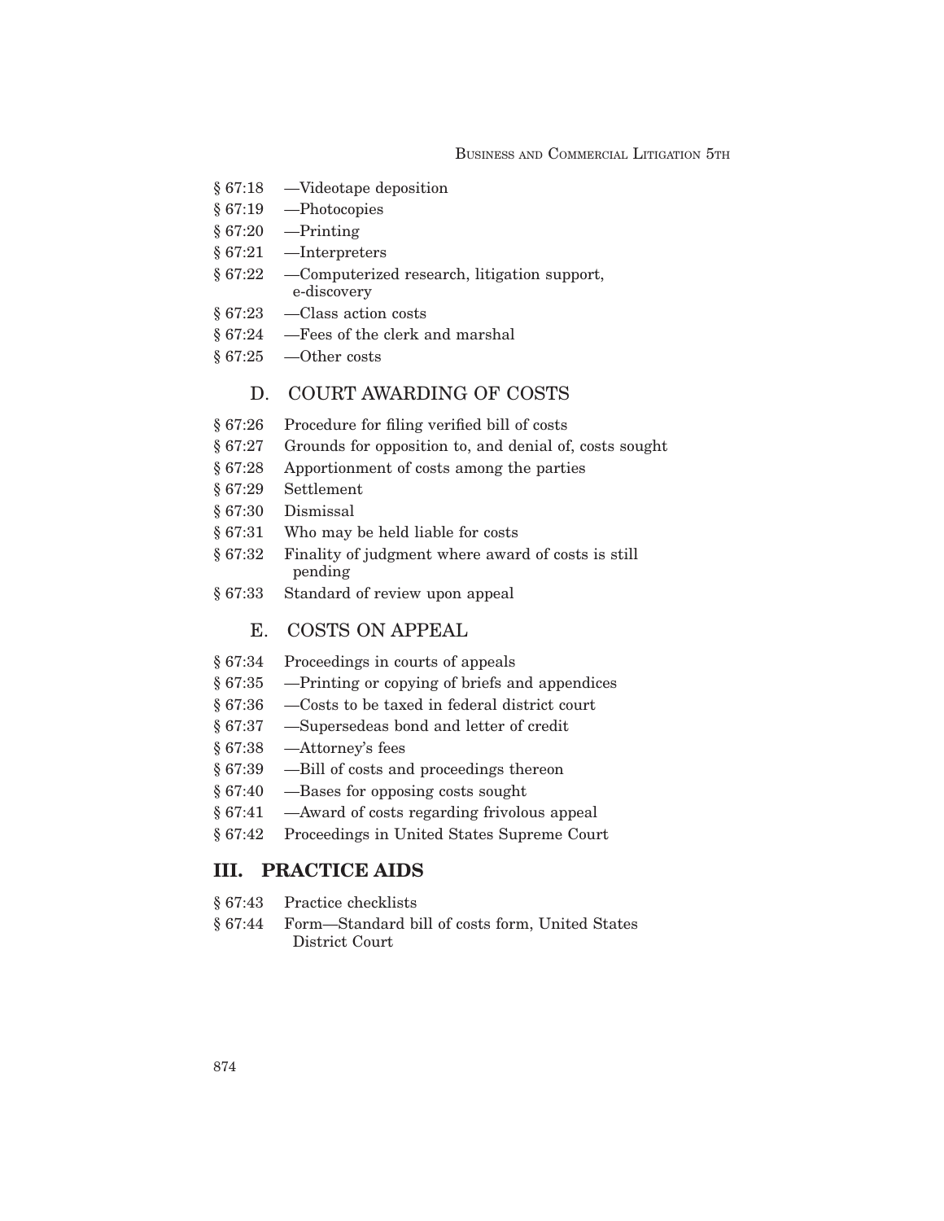§ 67:18 —Videotape deposition

§ 67:19 —Photocopies

§ 67:20 —Printing

§ 67:21 —Interpreters

§ 67:22 —Computerized research, litigation support, e-discovery

§ 67:23 —Class action costs

§ 67:24 —Fees of the clerk and marshal

§ 67:25 —Other costs

### D. COURT AWARDING OF COSTS

§ 67:26 Procedure for filing verified bill of costs

§ 67:27 Grounds for opposition to, and denial of, costs sought

§ 67:28 Apportionment of costs among the parties

§ 67:29 Settlement

§ 67:30 Dismissal

§ 67:31 Who may be held liable for costs

§ 67:32 Finality of judgment where award of costs is still pending

§ 67:33 Standard of review upon appeal

### E. COSTS ON APPEAL

§ 67:34 Proceedings in courts of appeals

§ 67:35 —Printing or copying of briefs and appendices

§ 67:36 —Costs to be taxed in federal district court

§ 67:37 —Supersedeas bond and letter of credit

§ 67:38 —Attorney's fees

§ 67:39 —Bill of costs and proceedings thereon

§ 67:40 —Bases for opposing costs sought

§ 67:41 —Award of costs regarding frivolous appeal

§ 67:42 Proceedings in United States Supreme Court

## III. PRACTICE AIDS

§ 67:43 Practice checklists

§ 67:44 Form—Standard bill of costs form, United States District Court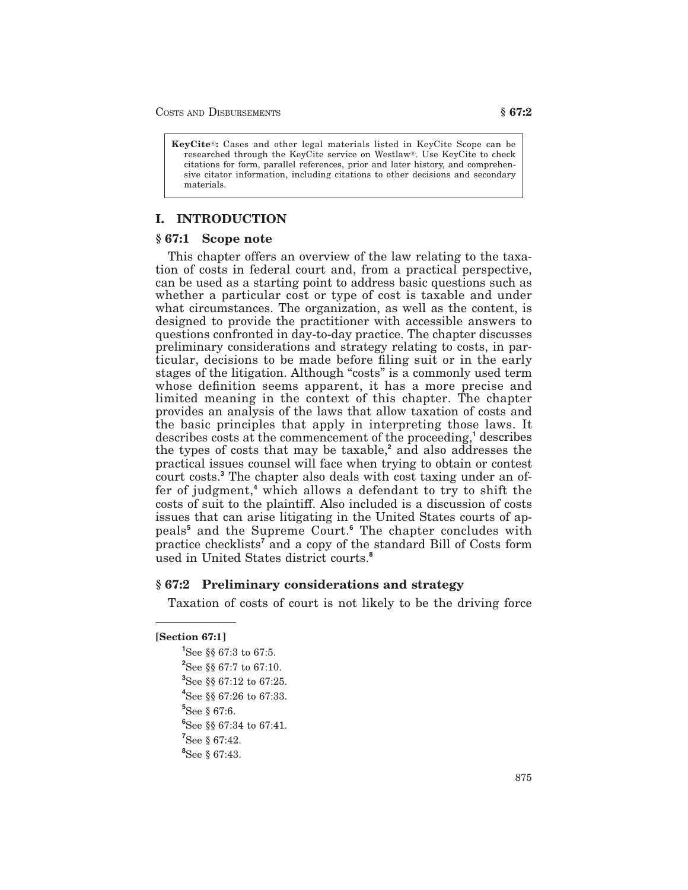**KeyCite®:** Cases and other legal materials listed in KeyCite Scope can be researched through the KeyCite service on Westlaw®. Use KeyCite to check citations for form, parallel references, prior and later history, and comprehensive citator information, including citations to other decisions and secondary materials.

# I. INTRODUCTION

## § 67:1 Scope note

This chapter offers an overview of the law relating to the taxation of costs in federal court and, from a practical perspective, can be used as a starting point to address basic questions such as whether a particular cost or type of cost is taxable and under what circumstances. The organization, as well as the content, is designed to provide the practitioner with accessible answers to questions confronted in day-to-day practice. The chapter discusses preliminary considerations and strategy relating to costs, in particular, decisions to be made before filing suit or in the early stages of the litigation. Although "costs" is a commonly used term whose definition seems apparent, it has a more precise and limited meaning in the context of this chapter. The chapter provides an analysis of the laws that allow taxation of costs and the basic principles that apply in interpreting those laws. It describes costs at the commencement of the proceeding,[1] describes the types of costs that may be taxable,[2] and also addresses the practical issues counsel will face when trying to obtain or contest court costs.[3] The chapter also deals with cost taxing under an offer of judgment,[4] which allows a defendant to try to shift the costs of suit to the plaintiff. Also included is a discussion of costs issues that can arise litigating in the United States courts of appeals[5] and the Supreme Court.[6] The chapter concludes with practice checklists[7] and a copy of the standard Bill of Costs form used in United States district courts.[8]

## § 67:2 Preliminary considerations and strategy

Taxation of costs of court is not likely to be the driving force

---

**[Section 67:1]**

[1] See §§ 67:3 to 67:5.

[2] See §§ 67:7 to 67:10.

[3] See §§ 67:12 to 67:25.

[4] See §§ 67:26 to 67:33.

[5] See § 67:6.

[6] See §§ 67:34 to 67:41.

[7] See § 67:42.

[8] See § 67:43.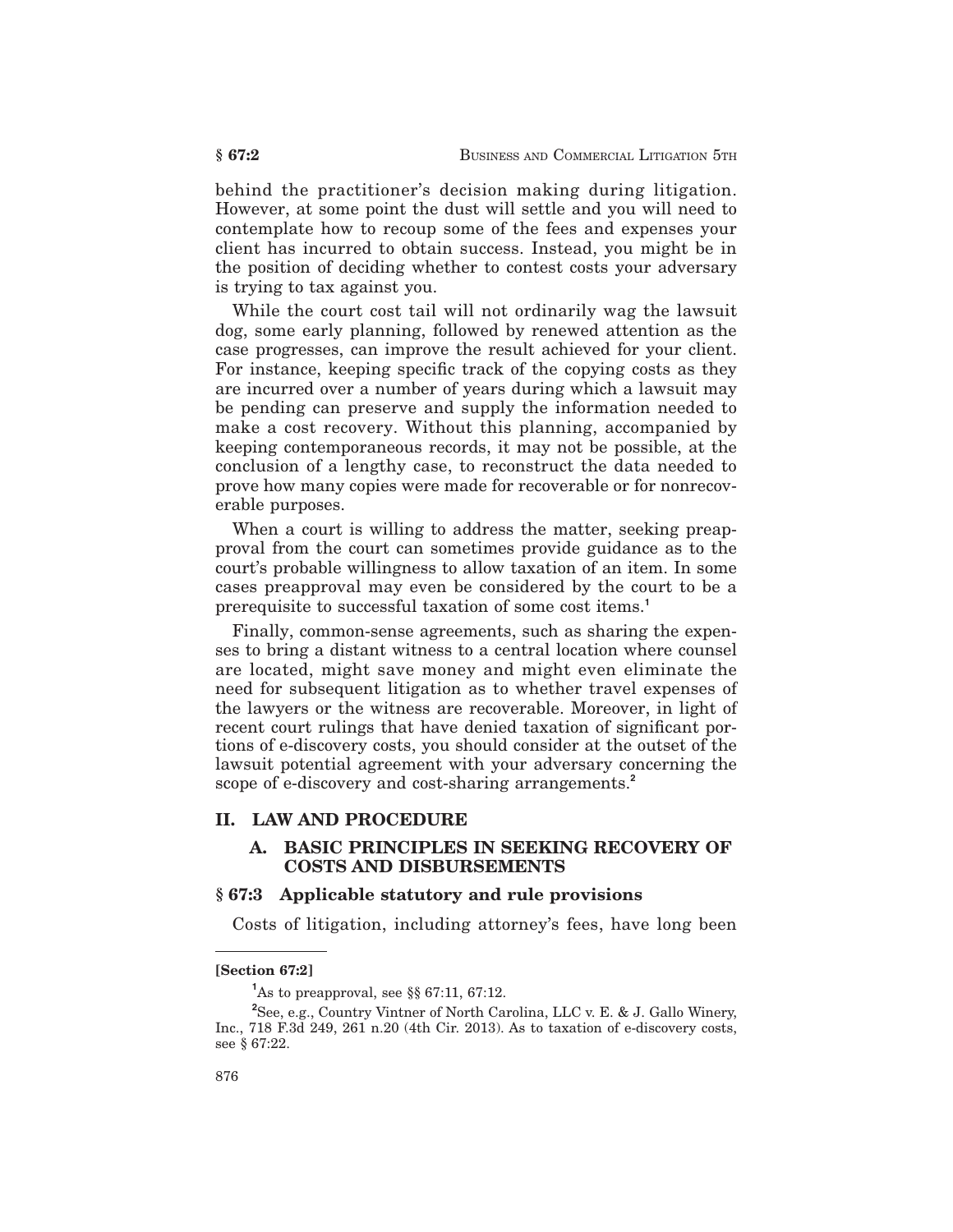behind the practitioner's decision making during litigation. However, at some point the dust will settle and you will need to contemplate how to recoup some of the fees and expenses your client has incurred to obtain success. Instead, you might be in the position of deciding whether to contest costs your adversary is trying to tax against you.

While the court cost tail will not ordinarily wag the lawsuit dog, some early planning, followed by renewed attention as the case progresses, can improve the result achieved for your client. For instance, keeping specific track of the copying costs as they are incurred over a number of years during which a lawsuit may be pending can preserve and supply the information needed to make a cost recovery. Without this planning, accompanied by keeping contemporaneous records, it may not be possible, at the conclusion of a lengthy case, to reconstruct the data needed to prove how many copies were made for recoverable or for nonrecoverable purposes.

When a court is willing to address the matter, seeking preapproval from the court can sometimes provide guidance as to the court's probable willingness to allow taxation of an item. In some cases preapproval may even be considered by the court to be a prerequisite to successful taxation of some cost items.[1]

Finally, common-sense agreements, such as sharing the expenses to bring a distant witness to a central location where counsel are located, might save money and might even eliminate the need for subsequent litigation as to whether travel expenses of the lawyers or the witness are recoverable. Moreover, in light of recent court rulings that have denied taxation of significant portions of e-discovery costs, you should consider at the outset of the lawsuit potential agreement with your adversary concerning the scope of e-discovery and cost-sharing arrangements.[2]

## II. LAW AND PROCEDURE

### A. BASIC PRINCIPLES IN SEEKING RECOVERY OF COSTS AND DISBURSEMENTS

### § 67:3 Applicable statutory and rule provisions

Costs of litigation, including attorney's fees, have long been

---

**[Section 67:2]**

[1] As to preapproval, see §§ 67:11, 67:12.

[2] See, e.g., Country Vintner of North Carolina, LLC v. E. & J. Gallo Winery, Inc., 718 F.3d 249, 261 n.20 (4th Cir. 2013). As to taxation of e-discovery costs, see § 67:22.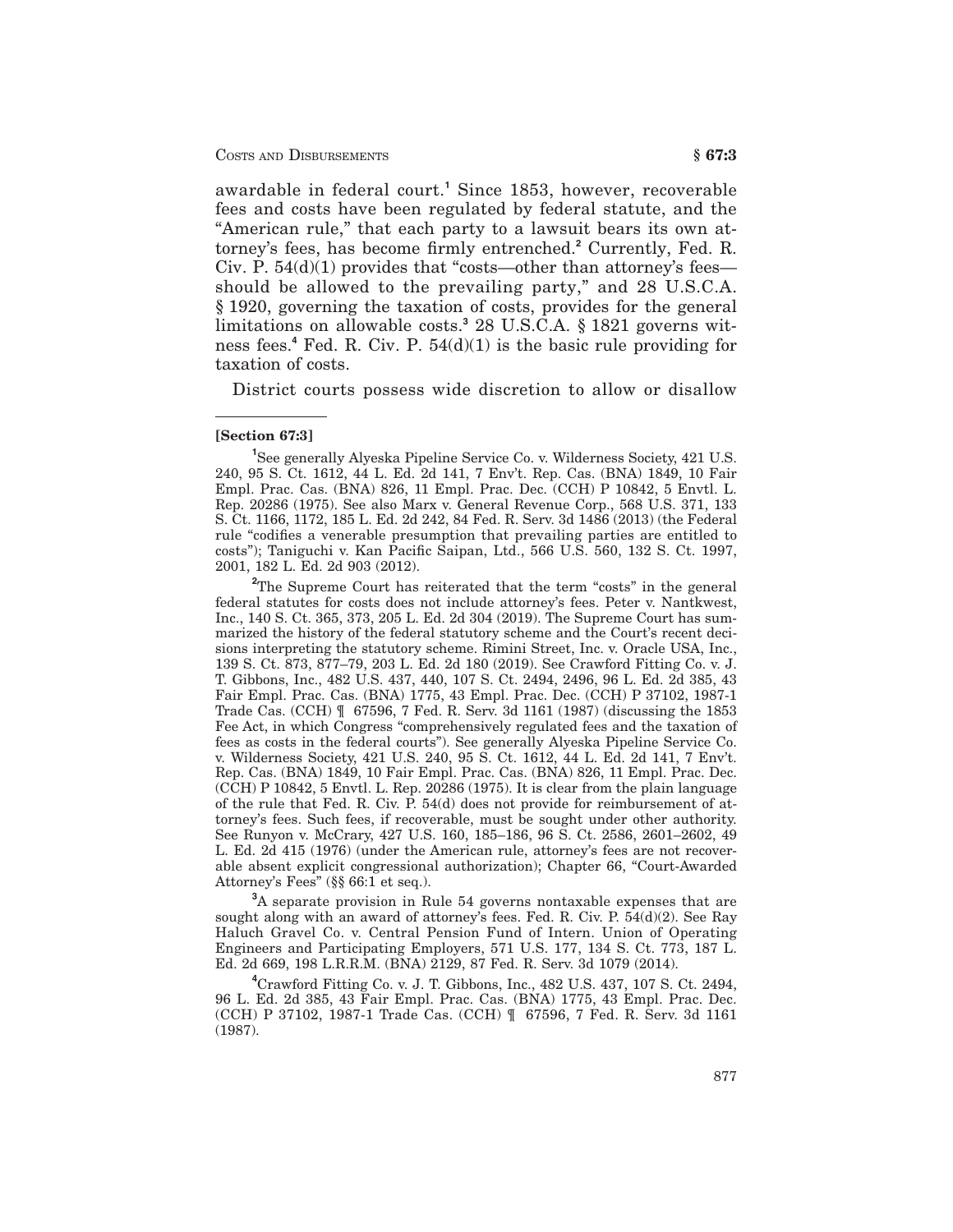awardable in federal court.[1] Since 1853, however, recoverable fees and costs have been regulated by federal statute, and the "American rule," that each party to a lawsuit bears its own attorney's fees, has become firmly entrenched.[2] Currently, Fed. R. Civ. P. 54(d)(1) provides that "costs—other than attorney's fees—should be allowed to the prevailing party," and 28 U.S.C.A. § 1920, governing the taxation of costs, provides for the general limitations on allowable costs.[3] 28 U.S.C.A. § 1821 governs witness fees.[4] Fed. R. Civ. P. 54(d)(1) is the basic rule providing for taxation of costs.

District courts possess wide discretion to allow or disallow

---

**[Section 67:3]**

[1]See generally Alyeska Pipeline Service Co. v. Wilderness Society, 421 U.S. 240, 95 S. Ct. 1612, 44 L. Ed. 2d 141, 7 Env't. Rep. Cas. (BNA) 1849, 10 Fair Empl. Prac. Cas. (BNA) 826, 11 Empl. Prac. Dec. (CCH) P 10842, 5 Envtl. L. Rep. 20286 (1975). See also Marx v. General Revenue Corp., 568 U.S. 371, 133 S. Ct. 1166, 1172, 185 L. Ed. 2d 242, 84 Fed. R. Serv. 3d 1486 (2013) (the Federal rule "codifies a venerable presumption that prevailing parties are entitled to costs"); Taniguchi v. Kan Pacific Saipan, Ltd., 566 U.S. 560, 132 S. Ct. 1997, 2001, 182 L. Ed. 2d 903 (2012).

[2]The Supreme Court has reiterated that the term "costs" in the general federal statutes for costs does not include attorney's fees. Peter v. Nantkwest, Inc., 140 S. Ct. 365, 373, 205 L. Ed. 2d 304 (2019). The Supreme Court has summarized the history of the federal statutory scheme and the Court's recent decisions interpreting the statutory scheme. Rimini Street, Inc. v. Oracle USA, Inc., 139 S. Ct. 873, 877–79, 203 L. Ed. 2d 180 (2019). See Crawford Fitting Co. v. J. T. Gibbons, Inc., 482 U.S. 437, 440, 107 S. Ct. 2494, 2496, 96 L. Ed. 2d 385, 43 Fair Empl. Prac. Cas. (BNA) 1775, 43 Empl. Prac. Dec. (CCH) P 37102, 1987-1 Trade Cas. (CCH) ¶ 67596, 7 Fed. R. Serv. 3d 1161 (1987) (discussing the 1853 Fee Act, in which Congress "comprehensively regulated fees and the taxation of fees as costs in the federal courts"). See generally Alyeska Pipeline Service Co. v. Wilderness Society, 421 U.S. 240, 95 S. Ct. 1612, 44 L. Ed. 2d 141, 7 Env't. Rep. Cas. (BNA) 1849, 10 Fair Empl. Prac. Cas. (BNA) 826, 11 Empl. Prac. Dec. (CCH) P 10842, 5 Envtl. L. Rep. 20286 (1975). It is clear from the plain language of the rule that Fed. R. Civ. P. 54(d) does not provide for reimbursement of attorney's fees. Such fees, if recoverable, must be sought under other authority. See Runyon v. McCrary, 427 U.S. 160, 185–186, 96 S. Ct. 2586, 2601–2602, 49 L. Ed. 2d 415 (1976) (under the American rule, attorney's fees are not recoverable absent explicit congressional authorization); Chapter 66, "Court-Awarded Attorney's Fees" (§§ 66:1 et seq.).

[3]A separate provision in Rule 54 governs nontaxable expenses that are sought along with an award of attorney's fees. Fed. R. Civ. P. 54(d)(2). See Ray Haluch Gravel Co. v. Central Pension Fund of Intern. Union of Operating Engineers and Participating Employers, 571 U.S. 177, 134 S. Ct. 773, 187 L. Ed. 2d 669, 198 L.R.R.M. (BNA) 2129, 87 Fed. R. Serv. 3d 1079 (2014).

[4]Crawford Fitting Co. v. J. T. Gibbons, Inc., 482 U.S. 437, 107 S. Ct. 2494, 96 L. Ed. 2d 385, 43 Fair Empl. Prac. Cas. (BNA) 1775, 43 Empl. Prac. Dec. (CCH) P 37102, 1987-1 Trade Cas. (CCH) ¶ 67596, 7 Fed. R. Serv. 3d 1161 (1987).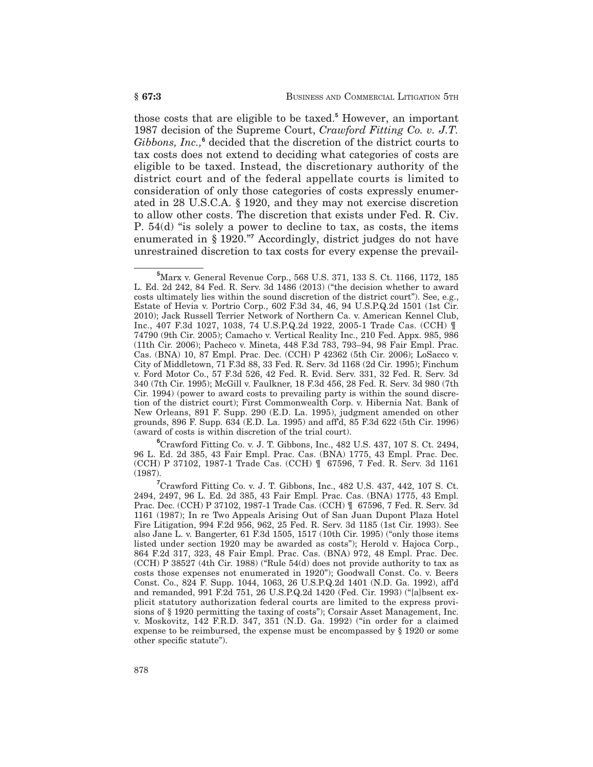those costs that are eligible to be taxed.[5] However, an important 1987 decision of the Supreme Court, *Crawford Fitting Co. v. J.T. Gibbons, Inc.,*[6] decided that the discretion of the district courts to tax costs does not extend to deciding what categories of costs are eligible to be taxed. Instead, the discretionary authority of the district court and of the federal appellate courts is limited to consideration of only those categories of costs expressly enumerated in 28 U.S.C.A. § 1920, and they may not exercise discretion to allow other costs. The discretion that exists under Fed. R. Civ. P. 54(d) "is solely a power to decline to tax, as costs, the items enumerated in § 1920."[7] Accordingly, district judges do not have unrestrained discretion to tax costs for every expense the prevail-

---

[5] Marx v. General Revenue Corp., 568 U.S. 371, 133 S. Ct. 1166, 1172, 185 L. Ed. 2d 242, 84 Fed. R. Serv. 3d 1486 (2013) ("the decision whether to award costs ultimately lies within the sound discretion of the district court"). See, e.g., Estate of Hevia v. Portrio Corp., 602 F.3d 34, 46, 94 U.S.P.Q.2d 1501 (1st Cir. 2010); Jack Russell Terrier Network of Northern Ca. v. American Kennel Club, Inc., 407 F.3d 1027, 1038, 74 U.S.P.Q.2d 1922, 2005-1 Trade Cas. (CCH) ¶ 74790 (9th Cir. 2005); Camacho v. Vertical Reality Inc., 210 Fed. Appx. 985, 986 (11th Cir. 2006); Pacheco v. Mineta, 448 F.3d 783, 793–94, 98 Fair Empl. Prac. Cas. (BNA) 10, 87 Empl. Prac. Dec. (CCH) P 42362 (5th Cir. 2006); LoSacco v. City of Middletown, 71 F.3d 88, 33 Fed. R. Serv. 3d 1168 (2d Cir. 1995); Finchum v. Ford Motor Co., 57 F.3d 526, 42 Fed. R. Evid. Serv. 331, 32 Fed. R. Serv. 3d 340 (7th Cir. 1995); McGill v. Faulkner, 18 F.3d 456, 28 Fed. R. Serv. 3d 980 (7th Cir. 1994) (power to award costs to prevailing party is within the sound discretion of the district court); First Commonwealth Corp. v. Hibernia Nat. Bank of New Orleans, 891 F. Supp. 290 (E.D. La. 1995), judgment amended on other grounds, 896 F. Supp. 634 (E.D. La. 1995) and aff'd, 85 F.3d 622 (5th Cir. 1996) (award of costs is within discretion of the trial court).

[6] Crawford Fitting Co. v. J. T. Gibbons, Inc., 482 U.S. 437, 107 S. Ct. 2494, 96 L. Ed. 2d 385, 43 Fair Empl. Prac. Cas. (BNA) 1775, 43 Empl. Prac. Dec. (CCH) P 37102, 1987-1 Trade Cas. (CCH) ¶ 67596, 7 Fed. R. Serv. 3d 1161 (1987).

[7] Crawford Fitting Co. v. J. T. Gibbons, Inc., 482 U.S. 437, 442, 107 S. Ct. 2494, 2497, 96 L. Ed. 2d 385, 43 Fair Empl. Prac. Cas. (BNA) 1775, 43 Empl. Prac. Dec. (CCH) P 37102, 1987-1 Trade Cas. (CCH) ¶ 67596, 7 Fed. R. Serv. 3d 1161 (1987); In re Two Appeals Arising Out of San Juan Dupont Plaza Hotel Fire Litigation, 994 F.2d 956, 962, 25 Fed. R. Serv. 3d 1185 (1st Cir. 1993). See also Jane L. v. Bangerter, 61 F.3d 1505, 1517 (10th Cir. 1995) ("only those items listed under section 1920 may be awarded as costs"); Herold v. Hajoca Corp., 864 F.2d 317, 323, 48 Fair Empl. Prac. Cas. (BNA) 972, 48 Empl. Prac. Dec. (CCH) P 38527 (4th Cir. 1988) ("Rule 54(d) does not provide authority to tax as costs those expenses not enumerated in 1920"); Goodwall Const. Co. v. Beers Const. Co., 824 F. Supp. 1044, 1063, 26 U.S.P.Q.2d 1401 (N.D. Ga. 1992), aff'd and remanded, 991 F.2d 751, 26 U.S.P.Q.2d 1420 (Fed. Cir. 1993) ("[a]bsent explicit statutory authorization federal courts are limited to the express provisions of § 1920 permitting the taxing of costs"); Corsair Asset Management, Inc. v. Moskovitz, 142 F.R.D. 347, 351 (N.D. Ga. 1992) ("in order for a claimed expense to be reimbursed, the expense must be encompassed by § 1920 or some other specific statute").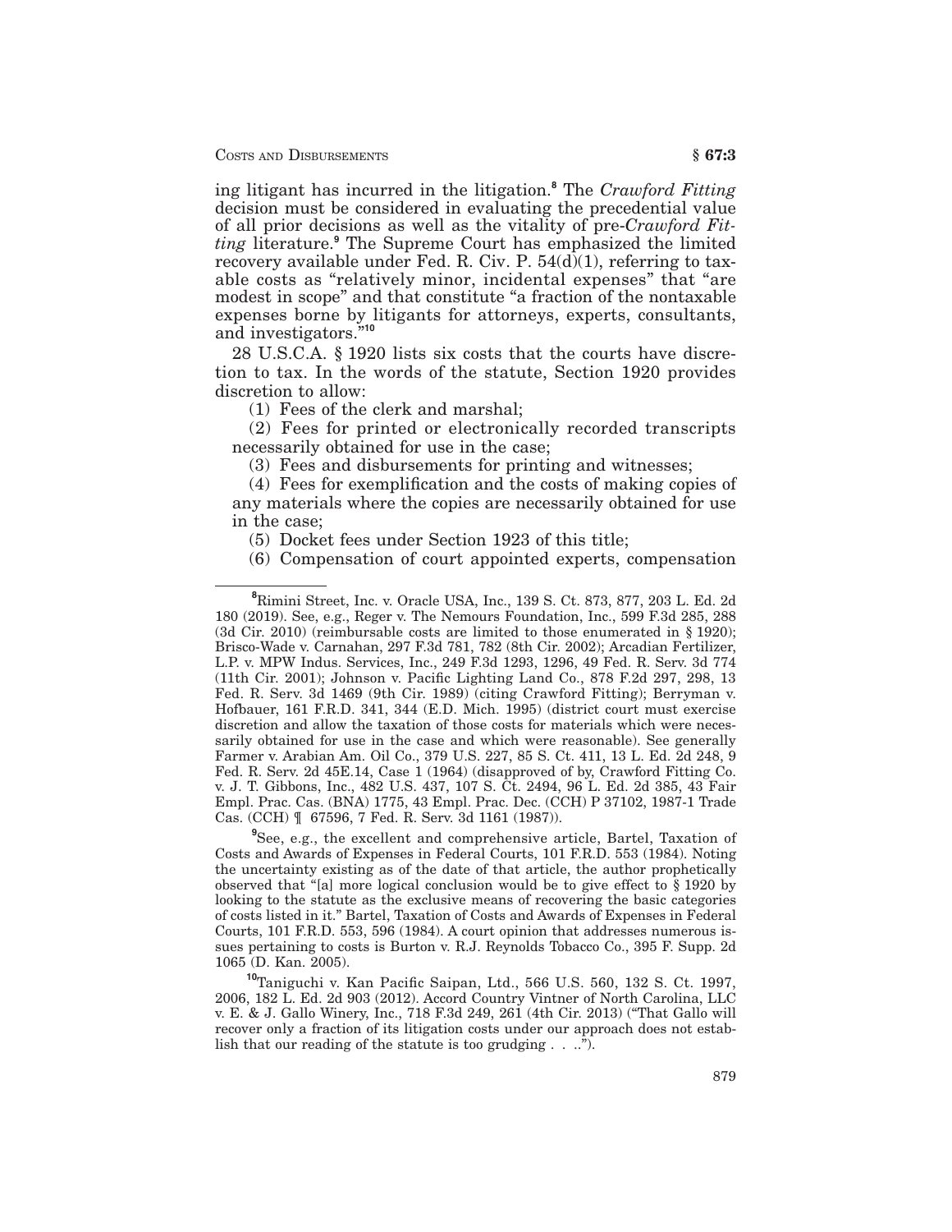ing litigant has incurred in the litigation.[8] The *Crawford Fitting* decision must be considered in evaluating the precedential value of all prior decisions as well as the vitality of pre-*Crawford Fitting* literature.[9] The Supreme Court has emphasized the limited recovery available under Fed. R. Civ. P. 54(d)(1), referring to taxable costs as "relatively minor, incidental expenses" that "are modest in scope" and that constitute "a fraction of the nontaxable expenses borne by litigants for attorneys, experts, consultants, and investigators."[10]

28 U.S.C.A. § 1920 lists six costs that the courts have discretion to tax. In the words of the statute, Section 1920 provides discretion to allow:

(1) Fees of the clerk and marshal;

(2) Fees for printed or electronically recorded transcripts necessarily obtained for use in the case;

(3) Fees and disbursements for printing and witnesses;

(4) Fees for exemplification and the costs of making copies of any materials where the copies are necessarily obtained for use in the case;

(5) Docket fees under Section 1923 of this title;

(6) Compensation of court appointed experts, compensation

---

[8] Rimini Street, Inc. v. Oracle USA, Inc., 139 S. Ct. 873, 877, 203 L. Ed. 2d 180 (2019). See, e.g., Reger v. The Nemours Foundation, Inc., 599 F.3d 285, 288 (3d Cir. 2010) (reimbursable costs are limited to those enumerated in § 1920); Brisco-Wade v. Carnahan, 297 F.3d 781, 782 (8th Cir. 2002); Arcadian Fertilizer, L.P. v. MPW Indus. Services, Inc., 249 F.3d 1293, 1296, 49 Fed. R. Serv. 3d 774 (11th Cir. 2001); Johnson v. Pacific Lighting Land Co., 878 F.2d 297, 298, 13 Fed. R. Serv. 3d 1469 (9th Cir. 1989) (citing Crawford Fitting); Berryman v. Hofbauer, 161 F.R.D. 341, 344 (E.D. Mich. 1995) (district court must exercise discretion and allow the taxation of those costs for materials which were necessarily obtained for use in the case and which were reasonable). See generally Farmer v. Arabian Am. Oil Co., 379 U.S. 227, 85 S. Ct. 411, 13 L. Ed. 2d 248, 9 Fed. R. Serv. 2d 45E.14, Case 1 (1964) (disapproved of by, Crawford Fitting Co. v. J. T. Gibbons, Inc., 482 U.S. 437, 107 S. Ct. 2494, 96 L. Ed. 2d 385, 43 Fair Empl. Prac. Cas. (BNA) 1775, 43 Empl. Prac. Dec. (CCH) P 37102, 1987-1 Trade Cas. (CCH) ¶ 67596, 7 Fed. R. Serv. 3d 1161 (1987)).

[9] See, e.g., the excellent and comprehensive article, Bartel, Taxation of Costs and Awards of Expenses in Federal Courts, 101 F.R.D. 553 (1984). Noting the uncertainty existing as of the date of that article, the author prophetically observed that "[a] more logical conclusion would be to give effect to § 1920 by looking to the statute as the exclusive means of recovering the basic categories of costs listed in it." Bartel, Taxation of Costs and Awards of Expenses in Federal Courts, 101 F.R.D. 553, 596 (1984). A court opinion that addresses numerous issues pertaining to costs is Burton v. R.J. Reynolds Tobacco Co., 395 F. Supp. 2d 1065 (D. Kan. 2005).

[10] Taniguchi v. Kan Pacific Saipan, Ltd., 566 U.S. 560, 132 S. Ct. 1997, 2006, 182 L. Ed. 2d 903 (2012). Accord Country Vintner of North Carolina, LLC v. E. & J. Gallo Winery, Inc., 718 F.3d 249, 261 (4th Cir. 2013) ("That Gallo will recover only a fraction of its litigation costs under our approach does not establish that our reading of the statute is too grudging . . ..").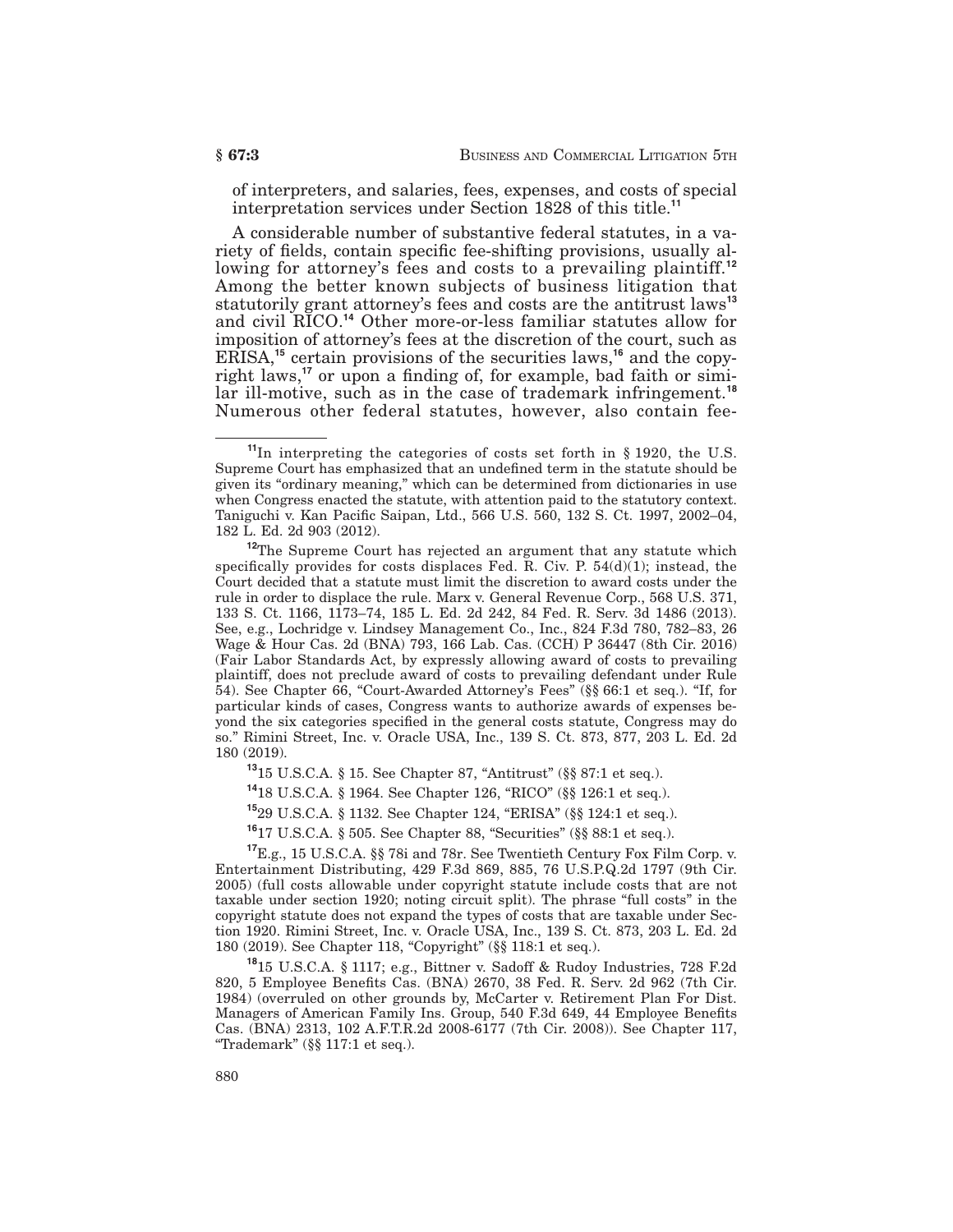of interpreters, and salaries, fees, expenses, and costs of special interpretation services under Section 1828 of this title.[11]

A considerable number of substantive federal statutes, in a variety of fields, contain specific fee-shifting provisions, usually allowing for attorney's fees and costs to a prevailing plaintiff.[12] Among the better known subjects of business litigation that statutorily grant attorney's fees and costs are the antitrust laws[13] and civil RICO.[14] Other more-or-less familiar statutes allow for imposition of attorney's fees at the discretion of the court, such as ERISA,[15] certain provisions of the securities laws,[16] and the copyright laws,[17] or upon a finding of, for example, bad faith or similar ill-motive, such as in the case of trademark infringement.[18] Numerous other federal statutes, however, also contain fee-

---

[11]In interpreting the categories of costs set forth in § 1920, the U.S. Supreme Court has emphasized that an undefined term in the statute should be given its "ordinary meaning," which can be determined from dictionaries in use when Congress enacted the statute, with attention paid to the statutory context. Taniguchi v. Kan Pacific Saipan, Ltd., 566 U.S. 560, 132 S. Ct. 1997, 2002–04, 182 L. Ed. 2d 903 (2012).

[12]The Supreme Court has rejected an argument that any statute which specifically provides for costs displaces Fed. R. Civ. P. 54(d)(1); instead, the Court decided that a statute must limit the discretion to award costs under the rule in order to displace the rule. Marx v. General Revenue Corp., 568 U.S. 371, 133 S. Ct. 1166, 1173–74, 185 L. Ed. 2d 242, 84 Fed. R. Serv. 3d 1486 (2013). See, e.g., Lochridge v. Lindsey Management Co., Inc., 824 F.3d 780, 782–83, 26 Wage & Hour Cas. 2d (BNA) 793, 166 Lab. Cas. (CCH) P 36447 (8th Cir. 2016) (Fair Labor Standards Act, by expressly allowing award of costs to prevailing plaintiff, does not preclude award of costs to prevailing defendant under Rule 54). See Chapter 66, "Court-Awarded Attorney's Fees" (§§ 66:1 et seq.). "If, for particular kinds of cases, Congress wants to authorize awards of expenses beyond the six categories specified in the general costs statute, Congress may do so." Rimini Street, Inc. v. Oracle USA, Inc., 139 S. Ct. 873, 877, 203 L. Ed. 2d 180 (2019).

[13]15 U.S.C.A. § 15. See Chapter 87, "Antitrust" (§§ 87:1 et seq.).

[14]18 U.S.C.A. § 1964. See Chapter 126, "RICO" (§§ 126:1 et seq.).

[15]29 U.S.C.A. § 1132. See Chapter 124, "ERISA" (§§ 124:1 et seq.).

[16]17 U.S.C.A. § 505. See Chapter 88, "Securities" (§§ 88:1 et seq.).

[17]E.g., 15 U.S.C.A. §§ 78i and 78r. See Twentieth Century Fox Film Corp. v. Entertainment Distributing, 429 F.3d 869, 885, 76 U.S.P.Q.2d 1797 (9th Cir. 2005) (full costs allowable under copyright statute include costs that are not taxable under section 1920; noting circuit split). The phrase "full costs" in the copyright statute does not expand the types of costs that are taxable under Section 1920. Rimini Street, Inc. v. Oracle USA, Inc., 139 S. Ct. 873, 203 L. Ed. 2d 180 (2019). See Chapter 118, "Copyright" (§§ 118:1 et seq.).

[18]15 U.S.C.A. § 1117; e.g., Bittner v. Sadoff & Rudoy Industries, 728 F.2d 820, 5 Employee Benefits Cas. (BNA) 2670, 38 Fed. R. Serv. 2d 962 (7th Cir. 1984) (overruled on other grounds by, McCarter v. Retirement Plan For Dist. Managers of American Family Ins. Group, 540 F.3d 649, 44 Employee Benefits Cas. (BNA) 2313, 102 A.F.T.R.2d 2008-6177 (7th Cir. 2008)). See Chapter 117, "Trademark" (§§ 117:1 et seq.).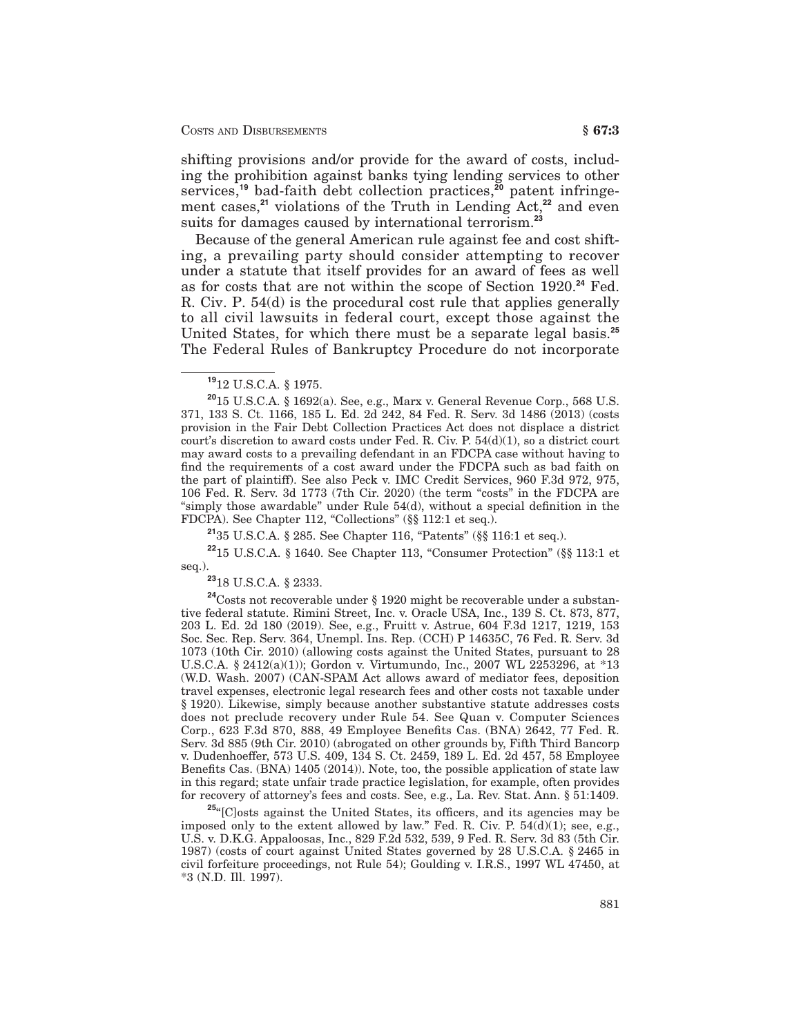shifting provisions and/or provide for the award of costs, including the prohibition against banks tying lending services to other services,[19] bad-faith debt collection practices,[20] patent infringement cases,[21] violations of the Truth in Lending Act,[22] and even suits for damages caused by international terrorism.[23]

Because of the general American rule against fee and cost shifting, a prevailing party should consider attempting to recover under a statute that itself provides for an award of fees as well as for costs that are not within the scope of Section 1920.[24] Fed. R. Civ. P. 54(d) is the procedural cost rule that applies generally to all civil lawsuits in federal court, except those against the United States, for which there must be a separate legal basis.[25] The Federal Rules of Bankruptcy Procedure do not incorporate

---

[19] 12 U.S.C.A. § 1975.

[20] 15 U.S.C.A. § 1692(a). See, e.g., Marx v. General Revenue Corp., 568 U.S. 371, 133 S. Ct. 1166, 185 L. Ed. 2d 242, 84 Fed. R. Serv. 3d 1486 (2013) (costs provision in the Fair Debt Collection Practices Act does not displace a district court's discretion to award costs under Fed. R. Civ. P. 54(d)(1), so a district court may award costs to a prevailing defendant in an FDCPA case without having to find the requirements of a cost award under the FDCPA such as bad faith on the part of plaintiff). See also Peck v. IMC Credit Services, 960 F.3d 972, 975, 106 Fed. R. Serv. 3d 1773 (7th Cir. 2020) (the term "costs" in the FDCPA are "simply those awardable" under Rule 54(d), without a special definition in the FDCPA). See Chapter 112, "Collections" (§§ 112:1 et seq.).

[21] 35 U.S.C.A. § 285. See Chapter 116, "Patents" (§§ 116:1 et seq.).

[22] 15 U.S.C.A. § 1640. See Chapter 113, "Consumer Protection" (§§ 113:1 et seq.).

[23] 18 U.S.C.A. § 2333.

[24] Costs not recoverable under § 1920 might be recoverable under a substantive federal statute. Rimini Street, Inc. v. Oracle USA, Inc., 139 S. Ct. 873, 877, 203 L. Ed. 2d 180 (2019). See, e.g., Fruitt v. Astrue, 604 F.3d 1217, 1219, 153 Soc. Sec. Rep. Serv. 364, Unempl. Ins. Rep. (CCH) P 14635C, 76 Fed. R. Serv. 3d 1073 (10th Cir. 2010) (allowing costs against the United States, pursuant to 28 U.S.C.A. § 2412(a)(1)); Gordon v. Virtumundo, Inc., 2007 WL 2253296, at *13 (W.D. Wash. 2007) (CAN-SPAM Act allows award of mediator fees, deposition travel expenses, electronic legal research fees and other costs not taxable under § 1920). Likewise, simply because another substantive statute addresses costs does not preclude recovery under Rule 54. See Quan v. Computer Sciences Corp., 623 F.3d 870, 888, 49 Employee Benefits Cas. (BNA) 2642, 77 Fed. R. Serv. 3d 885 (9th Cir. 2010) (abrogated on other grounds by, Fifth Third Bancorp v. Dudenhoeffer, 573 U.S. 409, 134 S. Ct. 2459, 189 L. Ed. 2d 457, 58 Employee Benefits Cas. (BNA) 1405 (2014)). Note, too, the possible application of state law in this regard; state unfair trade practice legislation, for example, often provides for recovery of attorney's fees and costs. See, e.g., La. Rev. Stat. Ann. § 51:1409.

[25] "[C]osts against the United States, its officers, and its agencies may be imposed only to the extent allowed by law." Fed. R. Civ. P. 54(d)(1); see, e.g., U.S. v. D.K.G. Appaloosas, Inc., 829 F.2d 532, 539, 9 Fed. R. Serv. 3d 83 (5th Cir. 1987) (costs of court against United States governed by 28 U.S.C.A. § 2465 in civil forfeiture proceedings, not Rule 54); Goulding v. I.R.S., 1997 WL 47450, at *3 (N.D. Ill. 1997).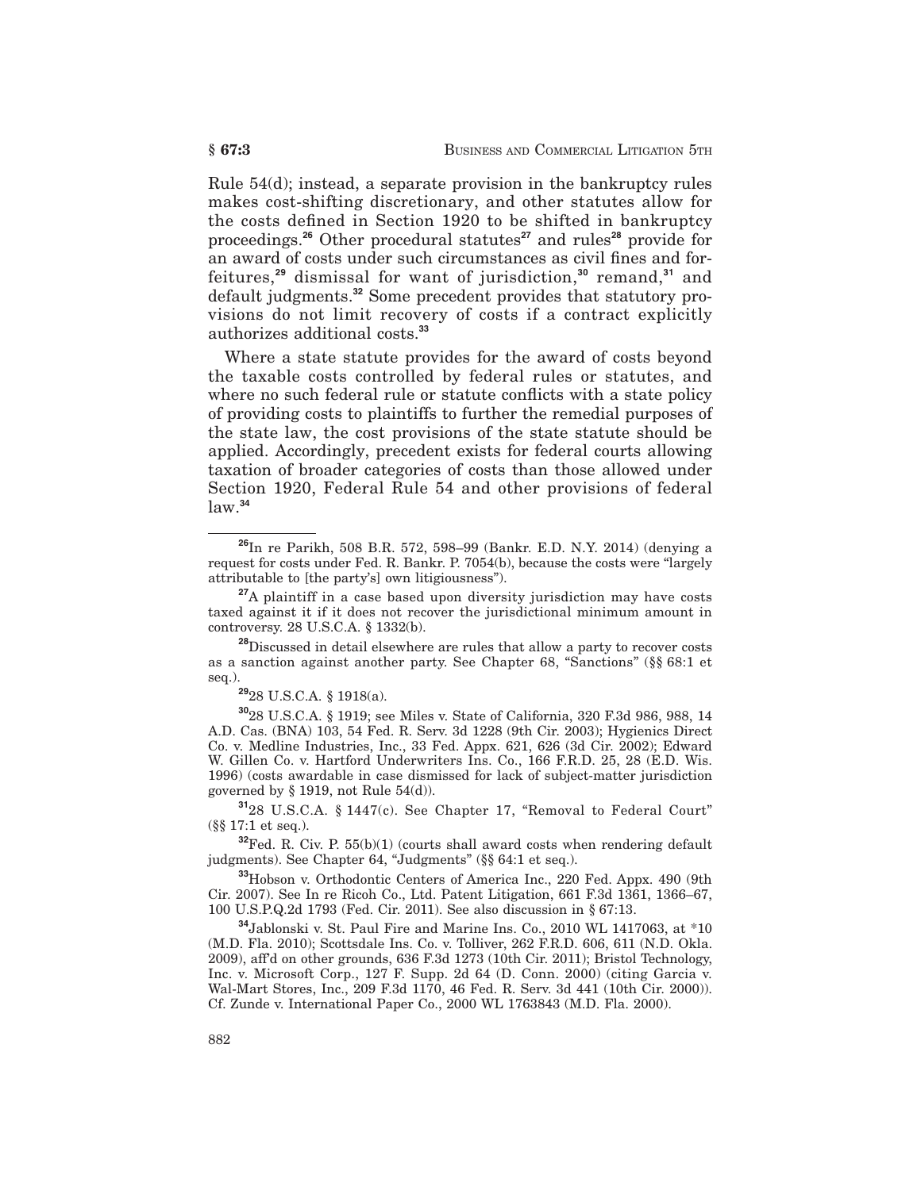Rule 54(d); instead, a separate provision in the bankruptcy rules makes cost-shifting discretionary, and other statutes allow for the costs defined in Section 1920 to be shifted in bankruptcy proceedings.[26] Other procedural statutes[27] and rules[28] provide for an award of costs under such circumstances as civil fines and forfeitures,[29] dismissal for want of jurisdiction,[30] remand,[31] and default judgments.[32] Some precedent provides that statutory provisions do not limit recovery of costs if a contract explicitly authorizes additional costs.[33]

Where a state statute provides for the award of costs beyond the taxable costs controlled by federal rules or statutes, and where no such federal rule or statute conflicts with a state policy of providing costs to plaintiffs to further the remedial purposes of the state law, the cost provisions of the state statute should be applied. Accordingly, precedent exists for federal courts allowing taxation of broader categories of costs than those allowed under Section 1920, Federal Rule 54 and other provisions of federal law.[34]

---

[26]In re Parikh, 508 B.R. 572, 598–99 (Bankr. E.D. N.Y. 2014) (denying a request for costs under Fed. R. Bankr. P. 7054(b), because the costs were "largely attributable to [the party's] own litigiousness").

[27]A plaintiff in a case based upon diversity jurisdiction may have costs taxed against it if it does not recover the jurisdictional minimum amount in controversy. 28 U.S.C.A. § 1332(b).

[28]Discussed in detail elsewhere are rules that allow a party to recover costs as a sanction against another party. See Chapter 68, "Sanctions" (§§ 68:1 et seq.).

[29]28 U.S.C.A. § 1918(a).

[30]28 U.S.C.A. § 1919; see Miles v. State of California, 320 F.3d 986, 988, 14 A.D. Cas. (BNA) 103, 54 Fed. R. Serv. 3d 1228 (9th Cir. 2003); Hygienics Direct Co. v. Medline Industries, Inc., 33 Fed. Appx. 621, 626 (3d Cir. 2002); Edward W. Gillen Co. v. Hartford Underwriters Ins. Co., 166 F.R.D. 25, 28 (E.D. Wis. 1996) (costs awardable in case dismissed for lack of subject-matter jurisdiction governed by § 1919, not Rule 54(d)).

[31]28 U.S.C.A. § 1447(c). See Chapter 17, "Removal to Federal Court" (§§ 17:1 et seq.).

[32]Fed. R. Civ. P. 55(b)(1) (courts shall award costs when rendering default judgments). See Chapter 64, "Judgments" (§§ 64:1 et seq.).

[33]Hobson v. Orthodontic Centers of America Inc., 220 Fed. Appx. 490 (9th Cir. 2007). See In re Ricoh Co., Ltd. Patent Litigation, 661 F.3d 1361, 1366–67, 100 U.S.P.Q.2d 1793 (Fed. Cir. 2011). See also discussion in § 67:13.

[34]Jablonski v. St. Paul Fire and Marine Ins. Co., 2010 WL 1417063, at *10 (M.D. Fla. 2010); Scottsdale Ins. Co. v. Tolliver, 262 F.R.D. 606, 611 (N.D. Okla. 2009), aff'd on other grounds, 636 F.3d 1273 (10th Cir. 2011); Bristol Technology, Inc. v. Microsoft Corp., 127 F. Supp. 2d 64 (D. Conn. 2000) (citing Garcia v. Wal-Mart Stores, Inc., 209 F.3d 1170, 46 Fed. R. Serv. 3d 441 (10th Cir. 2000)). Cf. Zunde v. International Paper Co., 2000 WL 1763843 (M.D. Fla. 2000).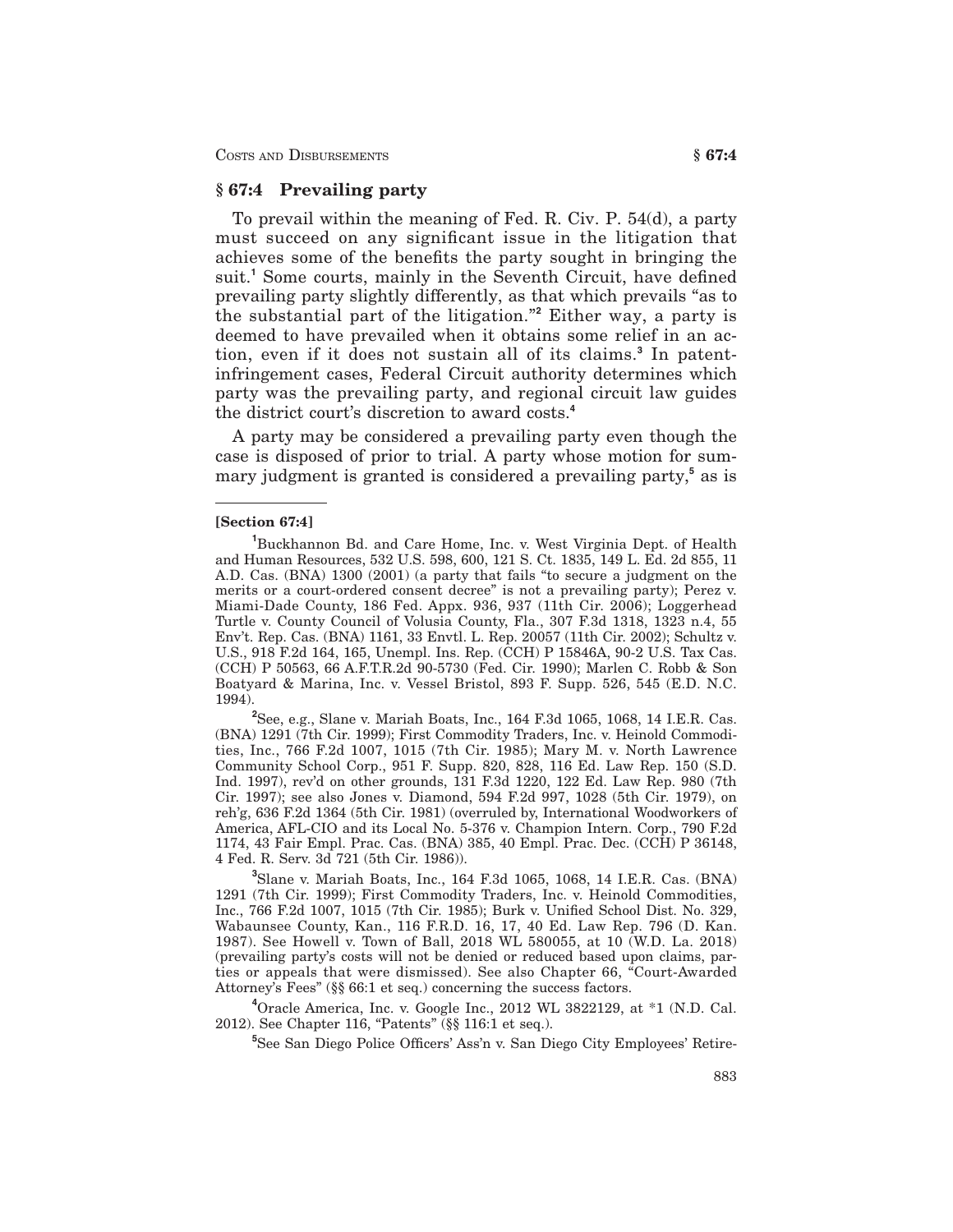## § 67:4 Prevailing party

To prevail within the meaning of Fed. R. Civ. P. 54(d), a party must succeed on any significant issue in the litigation that achieves some of the benefits the party sought in bringing the suit.[1] Some courts, mainly in the Seventh Circuit, have defined prevailing party slightly differently, as that which prevails "as to the substantial part of the litigation."[2] Either way, a party is deemed to have prevailed when it obtains some relief in an action, even if it does not sustain all of its claims.[3] In patent-infringement cases, Federal Circuit authority determines which party was the prevailing party, and regional circuit law guides the district court's discretion to award costs.[4]

A party may be considered a prevailing party even though the case is disposed of prior to trial. A party whose motion for summary judgment is granted is considered a prevailing party,[5] as is

---

**[Section 67:4]**

[1]Buckhannon Bd. and Care Home, Inc. v. West Virginia Dept. of Health and Human Resources, 532 U.S. 598, 600, 121 S. Ct. 1835, 149 L. Ed. 2d 855, 11 A.D. Cas. (BNA) 1300 (2001) (a party that fails "to secure a judgment on the merits or a court-ordered consent decree" is not a prevailing party); Perez v. Miami-Dade County, 186 Fed. Appx. 936, 937 (11th Cir. 2006); Loggerhead Turtle v. County Council of Volusia County, Fla., 307 F.3d 1318, 1323 n.4, 55 Env't. Rep. Cas. (BNA) 1161, 33 Envtl. L. Rep. 20057 (11th Cir. 2002); Schultz v. U.S., 918 F.2d 164, 165, Unempl. Ins. Rep. (CCH) P 15846A, 90-2 U.S. Tax Cas. (CCH) P 50563, 66 A.F.T.R.2d 90-5730 (Fed. Cir. 1990); Marlen C. Robb & Son Boatyard & Marina, Inc. v. Vessel Bristol, 893 F. Supp. 526, 545 (E.D. N.C. 1994).

[2]See, e.g., Slane v. Mariah Boats, Inc., 164 F.3d 1065, 1068, 14 I.E.R. Cas. (BNA) 1291 (7th Cir. 1999); First Commodity Traders, Inc. v. Heinold Commodities, Inc., 766 F.2d 1007, 1015 (7th Cir. 1985); Mary M. v. North Lawrence Community School Corp., 951 F. Supp. 820, 828, 116 Ed. Law Rep. 150 (S.D. Ind. 1997), rev'd on other grounds, 131 F.3d 1220, 122 Ed. Law Rep. 980 (7th Cir. 1997); see also Jones v. Diamond, 594 F.2d 997, 1028 (5th Cir. 1979), on reh'g, 636 F.2d 1364 (5th Cir. 1981) (overruled by, International Woodworkers of America, AFL-CIO and its Local No. 5-376 v. Champion Intern. Corp., 790 F.2d 1174, 43 Fair Empl. Prac. Cas. (BNA) 385, 40 Empl. Prac. Dec. (CCH) P 36148, 4 Fed. R. Serv. 3d 721 (5th Cir. 1986)).

[3]Slane v. Mariah Boats, Inc., 164 F.3d 1065, 1068, 14 I.E.R. Cas. (BNA) 1291 (7th Cir. 1999); First Commodity Traders, Inc. v. Heinold Commodities, Inc., 766 F.2d 1007, 1015 (7th Cir. 1985); Burk v. Unified School Dist. No. 329, Wabaunsee County, Kan., 116 F.R.D. 16, 17, 40 Ed. Law Rep. 796 (D. Kan. 1987). See Howell v. Town of Ball, 2018 WL 580055, at 10 (W.D. La. 2018) (prevailing party's costs will not be denied or reduced based upon claims, parties or appeals that were dismissed). See also Chapter 66, "Court-Awarded Attorney's Fees" (§§ 66:1 et seq.) concerning the success factors.

[4]Oracle America, Inc. v. Google Inc., 2012 WL 3822129, at *1 (N.D. Cal. 2012). See Chapter 116, "Patents" (§§ 116:1 et seq.).

[5]See San Diego Police Officers' Ass'n v. San Diego City Employees' Retire-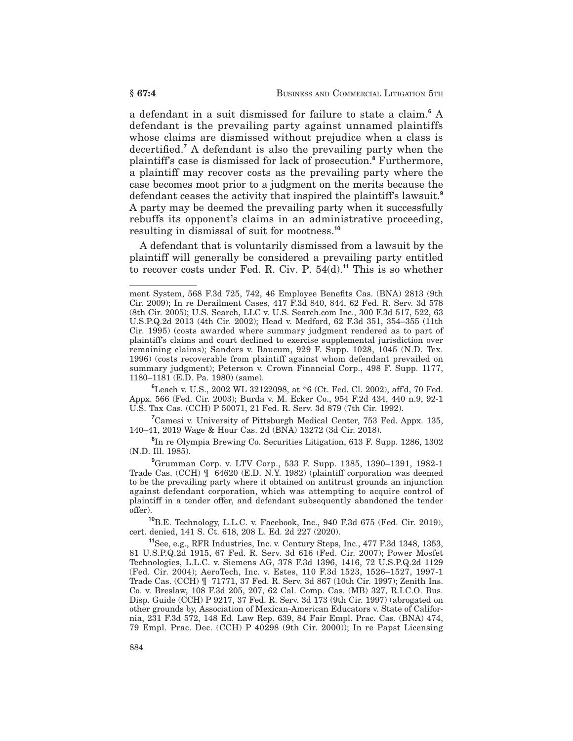a defendant in a suit dismissed for failure to state a claim.[6] A defendant is the prevailing party against unnamed plaintiffs whose claims are dismissed without prejudice when a class is decertified.[7] A defendant is also the prevailing party when the plaintiff's case is dismissed for lack of prosecution.[8] Furthermore, a plaintiff may recover costs as the prevailing party where the case becomes moot prior to a judgment on the merits because the defendant ceases the activity that inspired the plaintiff's lawsuit.[9] A party may be deemed the prevailing party when it successfully rebuffs its opponent's claims in an administrative proceeding, resulting in dismissal of suit for mootness.[10]

A defendant that is voluntarily dismissed from a lawsuit by the plaintiff will generally be considered a prevailing party entitled to recover costs under Fed. R. Civ. P. 54(d).[11] This is so whether

---

ment System, 568 F.3d 725, 742, 46 Employee Benefits Cas. (BNA) 2813 (9th Cir. 2009); In re Derailment Cases, 417 F.3d 840, 844, 62 Fed. R. Serv. 3d 578 (8th Cir. 2005); U.S. Search, LLC v. U.S. Search.com Inc., 300 F.3d 517, 522, 63 U.S.P.Q.2d 2013 (4th Cir. 2002); Head v. Medford, 62 F.3d 351, 354–355 (11th Cir. 1995) (costs awarded where summary judgment rendered as to part of plaintiff's claims and court declined to exercise supplemental jurisdiction over remaining claims); Sanders v. Baucum, 929 F. Supp. 1028, 1045 (N.D. Tex. 1996) (costs recoverable from plaintiff against whom defendant prevailed on summary judgment); Peterson v. Crown Financial Corp., 498 F. Supp. 1177, 1180–1181 (E.D. Pa. 1980) (same).

[6]Leach v. U.S., 2002 WL 32122098, at *6 (Ct. Fed. Cl. 2002), aff'd, 70 Fed. Appx. 566 (Fed. Cir. 2003); Burda v. M. Ecker Co., 954 F.2d 434, 440 n.9, 92-1 U.S. Tax Cas. (CCH) P 50071, 21 Fed. R. Serv. 3d 879 (7th Cir. 1992).

[7]Camesi v. University of Pittsburgh Medical Center, 753 Fed. Appx. 135, 140–41, 2019 Wage & Hour Cas. 2d (BNA) 13272 (3d Cir. 2018).

[8]In re Olympia Brewing Co. Securities Litigation, 613 F. Supp. 1286, 1302 (N.D. Ill. 1985).

[9]Grumman Corp. v. LTV Corp., 533 F. Supp. 1385, 1390–1391, 1982-1 Trade Cas. (CCH) ¶ 64620 (E.D. N.Y. 1982) (plaintiff corporation was deemed to be the prevailing party where it obtained on antitrust grounds an injunction against defendant corporation, which was attempting to acquire control of plaintiff in a tender offer, and defendant subsequently abandoned the tender offer).

[10]B.E. Technology, L.L.C. v. Facebook, Inc., 940 F.3d 675 (Fed. Cir. 2019), cert. denied, 141 S. Ct. 618, 208 L. Ed. 2d 227 (2020).

[11]See, e.g., RFR Industries, Inc. v. Century Steps, Inc., 477 F.3d 1348, 1353, 81 U.S.P.Q.2d 1915, 67 Fed. R. Serv. 3d 616 (Fed. Cir. 2007); Power Mosfet Technologies, L.L.C. v. Siemens AG, 378 F.3d 1396, 1416, 72 U.S.P.Q.2d 1129 (Fed. Cir. 2004); AeroTech, Inc. v. Estes, 110 F.3d 1523, 1526–1527, 1997-1 Trade Cas. (CCH) ¶ 71771, 37 Fed. R. Serv. 3d 867 (10th Cir. 1997); Zenith Ins. Co. v. Breslaw, 108 F.3d 205, 207, 62 Cal. Comp. Cas. (MB) 327, R.I.C.O. Bus. Disp. Guide (CCH) P 9217, 37 Fed. R. Serv. 3d 173 (9th Cir. 1997) (abrogated on other grounds by, Association of Mexican-American Educators v. State of California, 231 F.3d 572, 148 Ed. Law Rep. 639, 84 Fair Empl. Prac. Cas. (BNA) 474, 79 Empl. Prac. Dec. (CCH) P 40298 (9th Cir. 2000)); In re Papst Licensing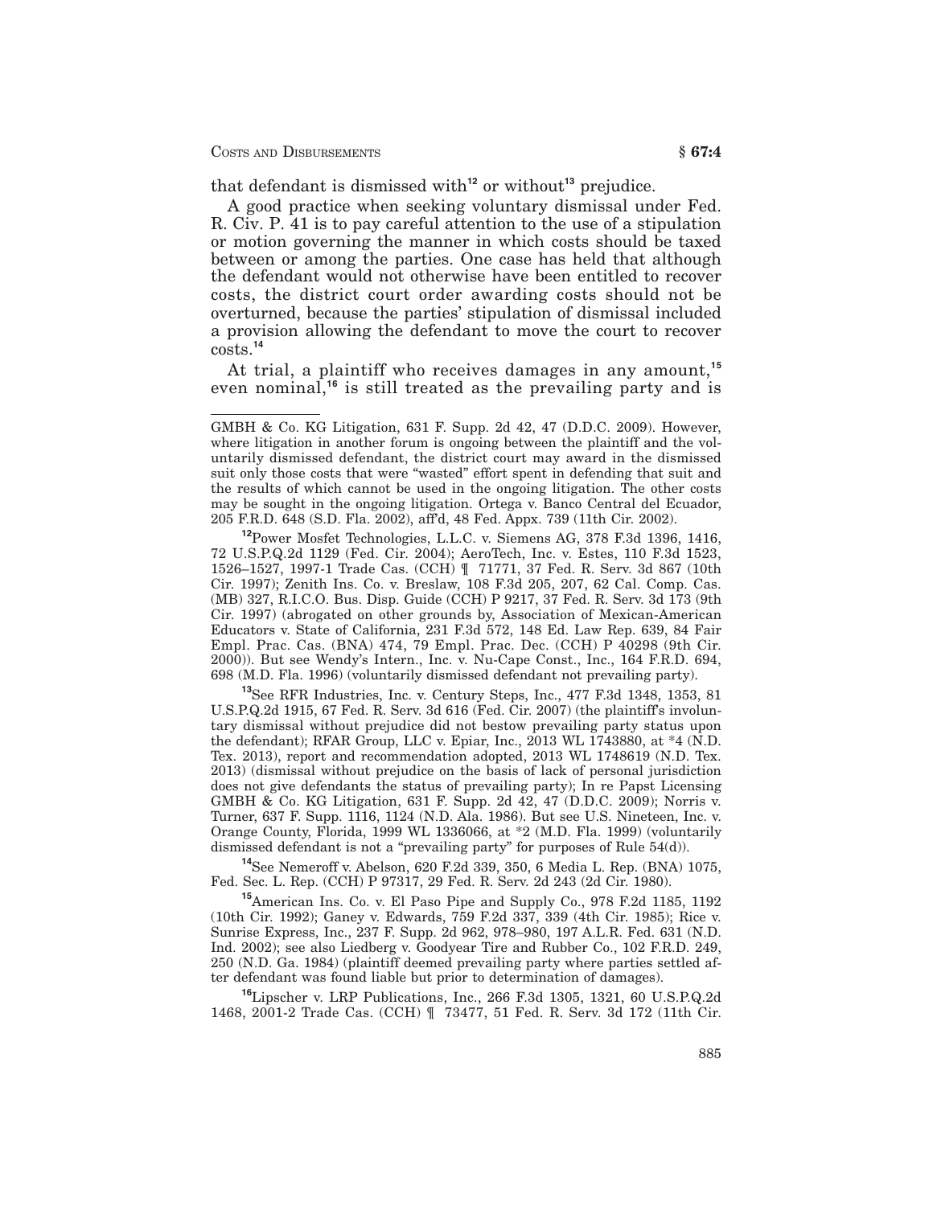that defendant is dismissed with[12] or without[13] prejudice.

A good practice when seeking voluntary dismissal under Fed. R. Civ. P. 41 is to pay careful attention to the use of a stipulation or motion governing the manner in which costs should be taxed between or among the parties. One case has held that although the defendant would not otherwise have been entitled to recover costs, the district court order awarding costs should not be overturned, because the parties' stipulation of dismissal included a provision allowing the defendant to move the court to recover costs.[14]

At trial, a plaintiff who receives damages in any amount,[15] even nominal,[16] is still treated as the prevailing party and is

---

GMBH & Co. KG Litigation, 631 F. Supp. 2d 42, 47 (D.D.C. 2009). However, where litigation in another forum is ongoing between the plaintiff and the voluntarily dismissed defendant, the district court may award in the dismissed suit only those costs that were "wasted" effort spent in defending that suit and the results of which cannot be used in the ongoing litigation. The other costs may be sought in the ongoing litigation. Ortega v. Banco Central del Ecuador, 205 F.R.D. 648 (S.D. Fla. 2002), aff'd, 48 Fed. Appx. 739 (11th Cir. 2002).

[12] Power Mosfet Technologies, L.L.C. v. Siemens AG, 378 F.3d 1396, 1416, 72 U.S.P.Q.2d 1129 (Fed. Cir. 2004); AeroTech, Inc. v. Estes, 110 F.3d 1523, 1526–1527, 1997-1 Trade Cas. (CCH) ¶ 71771, 37 Fed. R. Serv. 3d 867 (10th Cir. 1997); Zenith Ins. Co. v. Breslaw, 108 F.3d 205, 207, 62 Cal. Comp. Cas. (MB) 327, R.I.C.O. Bus. Disp. Guide (CCH) P 9217, 37 Fed. R. Serv. 3d 173 (9th Cir. 1997) (abrogated on other grounds by, Association of Mexican-American Educators v. State of California, 231 F.3d 572, 148 Ed. Law Rep. 639, 84 Fair Empl. Prac. Cas. (BNA) 474, 79 Empl. Prac. Dec. (CCH) P 40298 (9th Cir. 2000)). But see Wendy's Intern., Inc. v. Nu-Cape Const., Inc., 164 F.R.D. 694, 698 (M.D. Fla. 1996) (voluntarily dismissed defendant not prevailing party).

[13] See RFR Industries, Inc. v. Century Steps, Inc., 477 F.3d 1348, 1353, 81 U.S.P.Q.2d 1915, 67 Fed. R. Serv. 3d 616 (Fed. Cir. 2007) (the plaintiff's involuntary dismissal without prejudice did not bestow prevailing party status upon the defendant); RFAR Group, LLC v. Epiar, Inc., 2013 WL 1743880, at *4 (N.D. Tex. 2013), report and recommendation adopted, 2013 WL 1748619 (N.D. Tex. 2013) (dismissal without prejudice on the basis of lack of personal jurisdiction does not give defendants the status of prevailing party); In re Papst Licensing GMBH & Co. KG Litigation, 631 F. Supp. 2d 42, 47 (D.D.C. 2009); Norris v. Turner, 637 F. Supp. 1116, 1124 (N.D. Ala. 1986). But see U.S. Nineteen, Inc. v. Orange County, Florida, 1999 WL 1336066, at *2 (M.D. Fla. 1999) (voluntarily dismissed defendant is not a "prevailing party" for purposes of Rule 54(d)).

[14] See Nemeroff v. Abelson, 620 F.2d 339, 350, 6 Media L. Rep. (BNA) 1075, Fed. Sec. L. Rep. (CCH) P 97317, 29 Fed. R. Serv. 2d 243 (2d Cir. 1980).

[15] American Ins. Co. v. El Paso Pipe and Supply Co., 978 F.2d 1185, 1192 (10th Cir. 1992); Ganey v. Edwards, 759 F.2d 337, 339 (4th Cir. 1985); Rice v. Sunrise Express, Inc., 237 F. Supp. 2d 962, 978–980, 197 A.L.R. Fed. 631 (N.D. Ind. 2002); see also Liedberg v. Goodyear Tire and Rubber Co., 102 F.R.D. 249, 250 (N.D. Ga. 1984) (plaintiff deemed prevailing party where parties settled after defendant was found liable but prior to determination of damages).

[16] Lipscher v. LRP Publications, Inc., 266 F.3d 1305, 1321, 60 U.S.P.Q.2d 1468, 2001-2 Trade Cas. (CCH) ¶ 73477, 51 Fed. R. Serv. 3d 172 (11th Cir.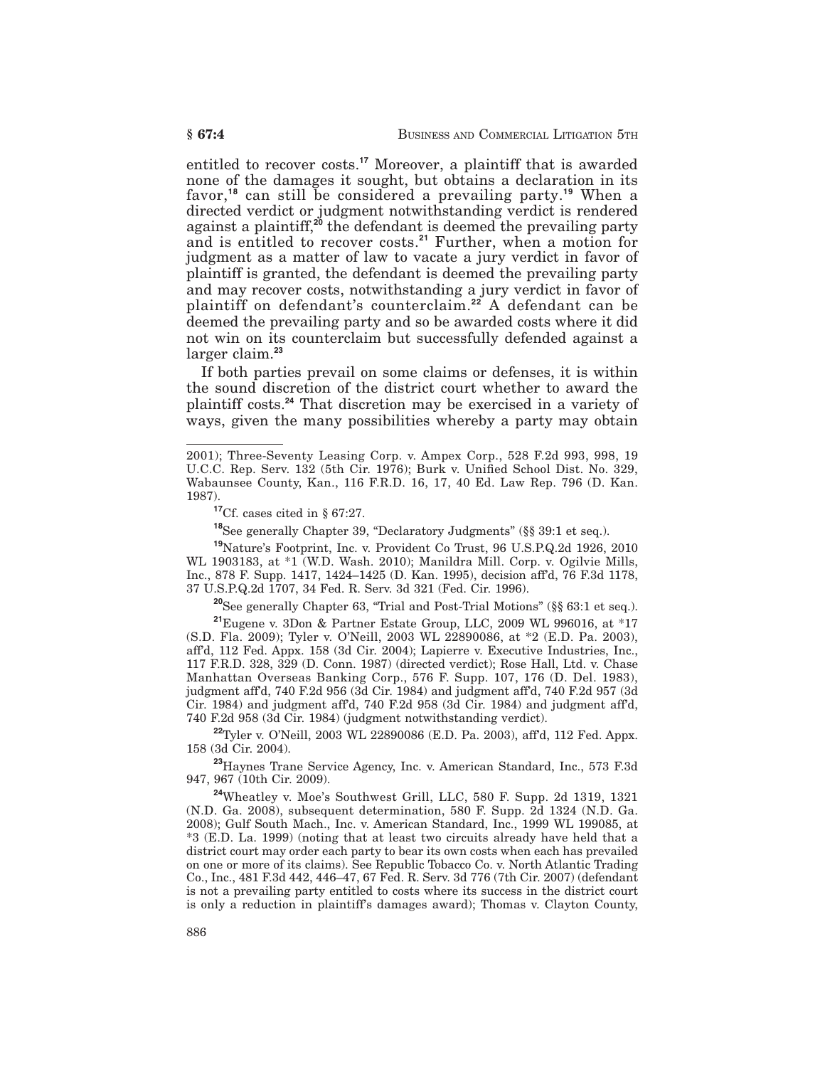entitled to recover costs.[17] Moreover, a plaintiff that is awarded none of the damages it sought, but obtains a declaration in its favor,[18] can still be considered a prevailing party.[19] When a directed verdict or judgment notwithstanding verdict is rendered against a plaintiff,[20] the defendant is deemed the prevailing party and is entitled to recover costs.[21] Further, when a motion for judgment as a matter of law to vacate a jury verdict in favor of plaintiff is granted, the defendant is deemed the prevailing party and may recover costs, notwithstanding a jury verdict in favor of plaintiff on defendant's counterclaim.[22] A defendant can be deemed the prevailing party and so be awarded costs where it did not win on its counterclaim but successfully defended against a larger claim.[23]

If both parties prevail on some claims or defenses, it is within the sound discretion of the district court whether to award the plaintiff costs.[24] That discretion may be exercised in a variety of ways, given the many possibilities whereby a party may obtain

---

2001); Three-Seventy Leasing Corp. v. Ampex Corp., 528 F.2d 993, 998, 19 U.C.C. Rep. Serv. 132 (5th Cir. 1976); Burk v. Unified School Dist. No. 329, Wabaunsee County, Kan., 116 F.R.D. 16, 17, 40 Ed. Law Rep. 796 (D. Kan. 1987).

[17] Cf. cases cited in § 67:27.

[18] See generally Chapter 39, "Declaratory Judgments" (§§ 39:1 et seq.).

[19] Nature's Footprint, Inc. v. Provident Co Trust, 96 U.S.P.Q.2d 1926, 2010 WL 1903183, at *1 (W.D. Wash. 2010); Manildra Mill. Corp. v. Ogilvie Mills, Inc., 878 F. Supp. 1417, 1424–1425 (D. Kan. 1995), decision aff'd, 76 F.3d 1178, 37 U.S.P.Q.2d 1707, 34 Fed. R. Serv. 3d 321 (Fed. Cir. 1996).

[20] See generally Chapter 63, "Trial and Post-Trial Motions" (§§ 63:1 et seq.).

[21] Eugene v. 3Don & Partner Estate Group, LLC, 2009 WL 996016, at *17 (S.D. Fla. 2009); Tyler v. O'Neill, 2003 WL 22890086, at *2 (E.D. Pa. 2003), aff'd, 112 Fed. Appx. 158 (3d Cir. 2004); Lapierre v. Executive Industries, Inc., 117 F.R.D. 328, 329 (D. Conn. 1987) (directed verdict); Rose Hall, Ltd. v. Chase Manhattan Overseas Banking Corp., 576 F. Supp. 107, 176 (D. Del. 1983), judgment aff'd, 740 F.2d 956 (3d Cir. 1984) and judgment aff'd, 740 F.2d 957 (3d Cir. 1984) and judgment aff'd, 740 F.2d 958 (3d Cir. 1984) and judgment aff'd, 740 F.2d 958 (3d Cir. 1984) (judgment notwithstanding verdict).

[22] Tyler v. O'Neill, 2003 WL 22890086 (E.D. Pa. 2003), aff'd, 112 Fed. Appx. 158 (3d Cir. 2004).

[23] Haynes Trane Service Agency, Inc. v. American Standard, Inc., 573 F.3d 947, 967 (10th Cir. 2009).

[24] Wheatley v. Moe's Southwest Grill, LLC, 580 F. Supp. 2d 1319, 1321 (N.D. Ga. 2008), subsequent determination, 580 F. Supp. 2d 1324 (N.D. Ga. 2008); Gulf South Mach., Inc. v. American Standard, Inc., 1999 WL 199085, at *3 (E.D. La. 1999) (noting that at least two circuits already have held that a district court may order each party to bear its own costs when each has prevailed on one or more of its claims). See Republic Tobacco Co. v. North Atlantic Trading Co., Inc., 481 F.3d 442, 446–47, 67 Fed. R. Serv. 3d 776 (7th Cir. 2007) (defendant is not a prevailing party entitled to costs where its success in the district court is only a reduction in plaintiff's damages award); Thomas v. Clayton County,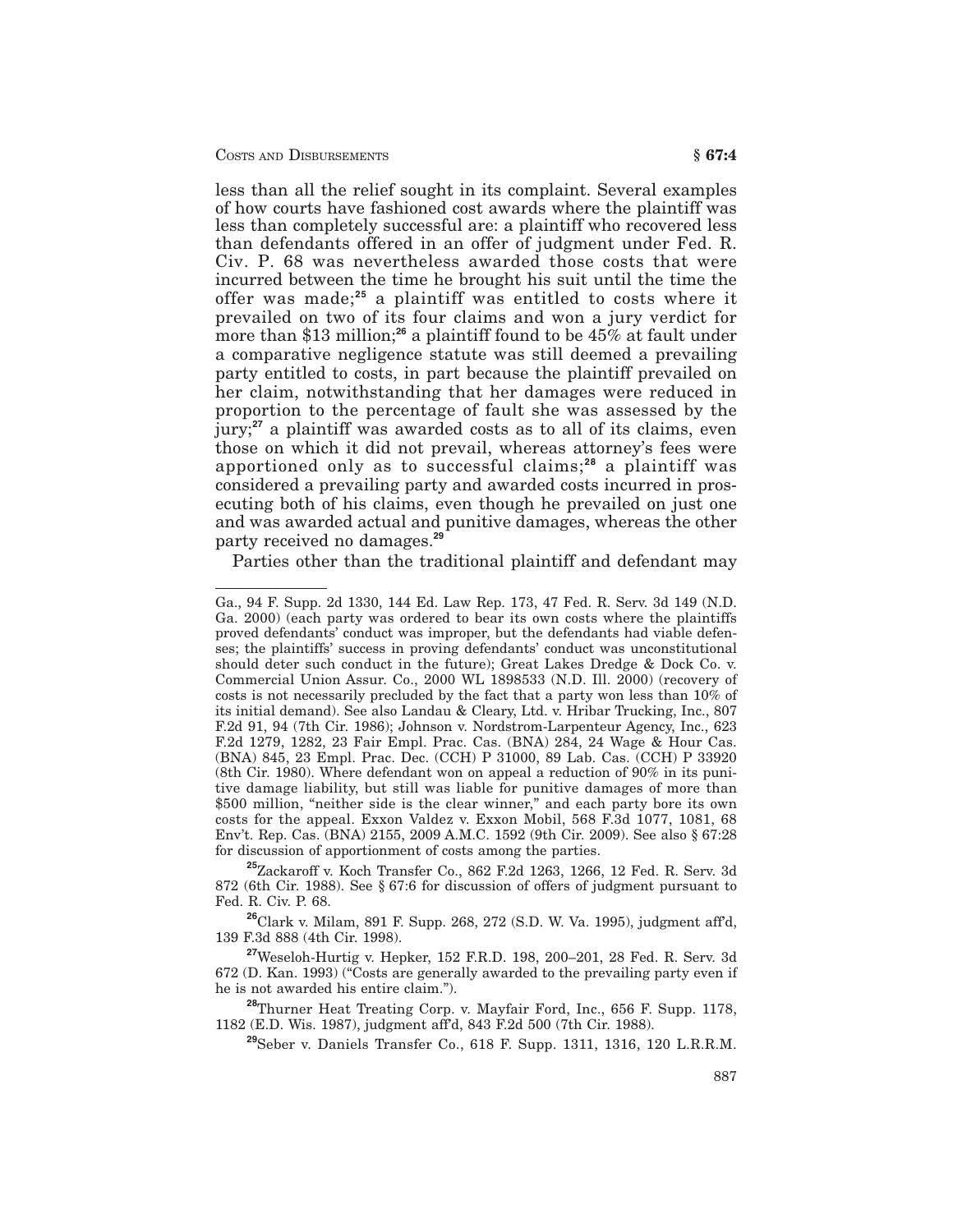less than all the relief sought in its complaint. Several examples of how courts have fashioned cost awards where the plaintiff was less than completely successful are: a plaintiff who recovered less than defendants offered in an offer of judgment under Fed. R. Civ. P. 68 was nevertheless awarded those costs that were incurred between the time he brought his suit until the time the offer was made;[25] a plaintiff was entitled to costs where it prevailed on two of its four claims and won a jury verdict for more than $13 million;[26] a plaintiff found to be 45% at fault under a comparative negligence statute was still deemed a prevailing party entitled to costs, in part because the plaintiff prevailed on her claim, notwithstanding that her damages were reduced in proportion to the percentage of fault she was assessed by the jury;[27] a plaintiff was awarded costs as to all of its claims, even those on which it did not prevail, whereas attorney's fees were apportioned only as to successful claims;[28] a plaintiff was considered a prevailing party and awarded costs incurred in prosecuting both of his claims, even though he prevailed on just one and was awarded actual and punitive damages, whereas the other party received no damages.[29]

Parties other than the traditional plaintiff and defendant may

---

Ga., 94 F. Supp. 2d 1330, 144 Ed. Law Rep. 173, 47 Fed. R. Serv. 3d 149 (N.D. Ga. 2000) (each party was ordered to bear its own costs where the plaintiffs proved defendants' conduct was improper, but the defendants had viable defenses; the plaintiffs' success in proving defendants' conduct was unconstitutional should deter such conduct in the future); Great Lakes Dredge & Dock Co. v. Commercial Union Assur. Co., 2000 WL 1898533 (N.D. Ill. 2000) (recovery of costs is not necessarily precluded by the fact that a party won less than 10% of its initial demand). See also Landau & Cleary, Ltd. v. Hribar Trucking, Inc., 807 F.2d 91, 94 (7th Cir. 1986); Johnson v. Nordstrom-Larpenteur Agency, Inc., 623 F.2d 1279, 1282, 23 Fair Empl. Prac. Cas. (BNA) 284, 24 Wage & Hour Cas. (BNA) 845, 23 Empl. Prac. Dec. (CCH) P 31000, 89 Lab. Cas. (CCH) P 33920 (8th Cir. 1980). Where defendant won on appeal a reduction of 90% in its punitive damage liability, but still was liable for punitive damages of more than $500 million, "neither side is the clear winner," and each party bore its own costs for the appeal. Exxon Valdez v. Exxon Mobil, 568 F.3d 1077, 1081, 68 Env't. Rep. Cas. (BNA) 2155, 2009 A.M.C. 1592 (9th Cir. 2009). See also § 67:28 for discussion of apportionment of costs among the parties.

[25] Zackaroff v. Koch Transfer Co., 862 F.2d 1263, 1266, 12 Fed. R. Serv. 3d 872 (6th Cir. 1988). See § 67:6 for discussion of offers of judgment pursuant to Fed. R. Civ. P. 68.

[26] Clark v. Milam, 891 F. Supp. 268, 272 (S.D. W. Va. 1995), judgment aff'd, 139 F.3d 888 (4th Cir. 1998).

[27] Weseloh-Hurtig v. Hepker, 152 F.R.D. 198, 200–201, 28 Fed. R. Serv. 3d 672 (D. Kan. 1993) ("Costs are generally awarded to the prevailing party even if he is not awarded his entire claim.").

[28] Thurner Heat Treating Corp. v. Mayfair Ford, Inc., 656 F. Supp. 1178, 1182 (E.D. Wis. 1987), judgment aff'd, 843 F.2d 500 (7th Cir. 1988).

[29] Seber v. Daniels Transfer Co., 618 F. Supp. 1311, 1316, 120 L.R.R.M.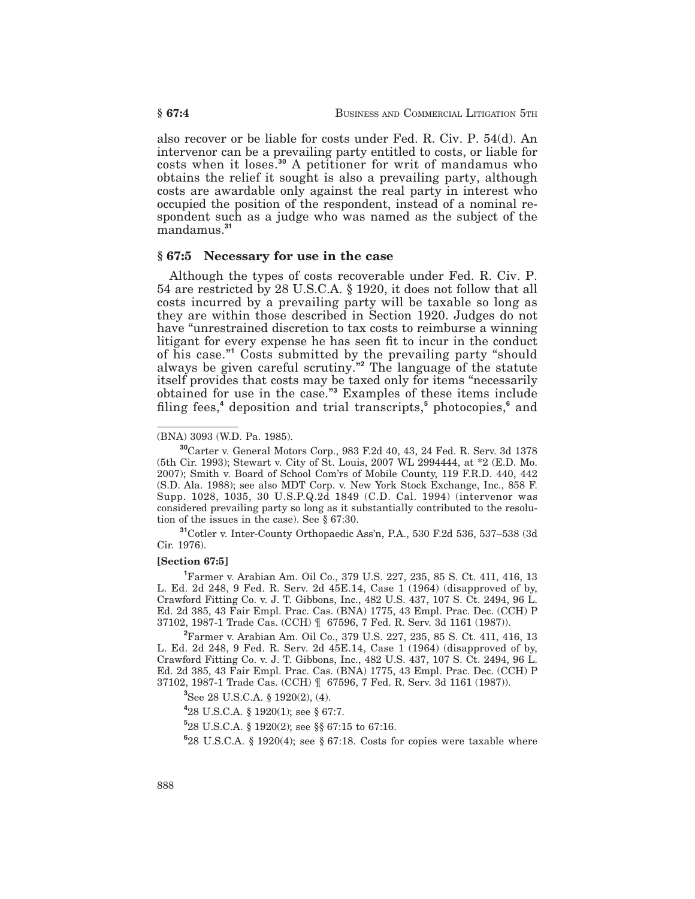also recover or be liable for costs under Fed. R. Civ. P. 54(d). An intervenor can be a prevailing party entitled to costs, or liable for costs when it loses.[30] A petitioner for writ of mandamus who obtains the relief it sought is also a prevailing party, although costs are awardable only against the real party in interest who occupied the position of the respondent, instead of a nominal respondent such as a judge who was named as the subject of the mandamus.[31]

## § 67:5 Necessary for use in the case

Although the types of costs recoverable under Fed. R. Civ. P. 54 are restricted by 28 U.S.C.A. § 1920, it does not follow that all costs incurred by a prevailing party will be taxable so long as they are within those described in Section 1920. Judges do not have "unrestrained discretion to tax costs to reimburse a winning litigant for every expense he has seen fit to incur in the conduct of his case."[1] Costs submitted by the prevailing party "should always be given careful scrutiny."[2] The language of the statute itself provides that costs may be taxed only for items "necessarily obtained for use in the case."[3] Examples of these items include filing fees,[4] deposition and trial transcripts,[5] photocopies,[6] and

---

(BNA) 3093 (W.D. Pa. 1985).

[30]Carter v. General Motors Corp., 983 F.2d 40, 43, 24 Fed. R. Serv. 3d 1378 (5th Cir. 1993); Stewart v. City of St. Louis, 2007 WL 2994444, at *2 (E.D. Mo. 2007); Smith v. Board of School Com'rs of Mobile County, 119 F.R.D. 440, 442 (S.D. Ala. 1988); see also MDT Corp. v. New York Stock Exchange, Inc., 858 F. Supp. 1028, 1035, 30 U.S.P.Q.2d 1849 (C.D. Cal. 1994) (intervenor was considered prevailing party so long as it substantially contributed to the resolution of the issues in the case). See § 67:30.

[31]Cotler v. Inter-County Orthopaedic Ass'n, P.A., 530 F.2d 536, 537–538 (3d Cir. 1976).

**[Section 67:5]**

[1]Farmer v. Arabian Am. Oil Co., 379 U.S. 227, 235, 85 S. Ct. 411, 416, 13 L. Ed. 2d 248, 9 Fed. R. Serv. 2d 45E.14, Case 1 (1964) (disapproved of by, Crawford Fitting Co. v. J. T. Gibbons, Inc., 482 U.S. 437, 107 S. Ct. 2494, 96 L. Ed. 2d 385, 43 Fair Empl. Prac. Cas. (BNA) 1775, 43 Empl. Prac. Dec. (CCH) P 37102, 1987-1 Trade Cas. (CCH) ¶ 67596, 7 Fed. R. Serv. 3d 1161 (1987)).

[2]Farmer v. Arabian Am. Oil Co., 379 U.S. 227, 235, 85 S. Ct. 411, 416, 13 L. Ed. 2d 248, 9 Fed. R. Serv. 2d 45E.14, Case 1 (1964) (disapproved of by, Crawford Fitting Co. v. J. T. Gibbons, Inc., 482 U.S. 437, 107 S. Ct. 2494, 96 L. Ed. 2d 385, 43 Fair Empl. Prac. Cas. (BNA) 1775, 43 Empl. Prac. Dec. (CCH) P 37102, 1987-1 Trade Cas. (CCH) ¶ 67596, 7 Fed. R. Serv. 3d 1161 (1987)).

[3]See 28 U.S.C.A. § 1920(2), (4).

[4]28 U.S.C.A. § 1920(1); see § 67:7.

[5]28 U.S.C.A. § 1920(2); see §§ 67:15 to 67:16.

[6]28 U.S.C.A. § 1920(4); see § 67:18. Costs for copies were taxable where